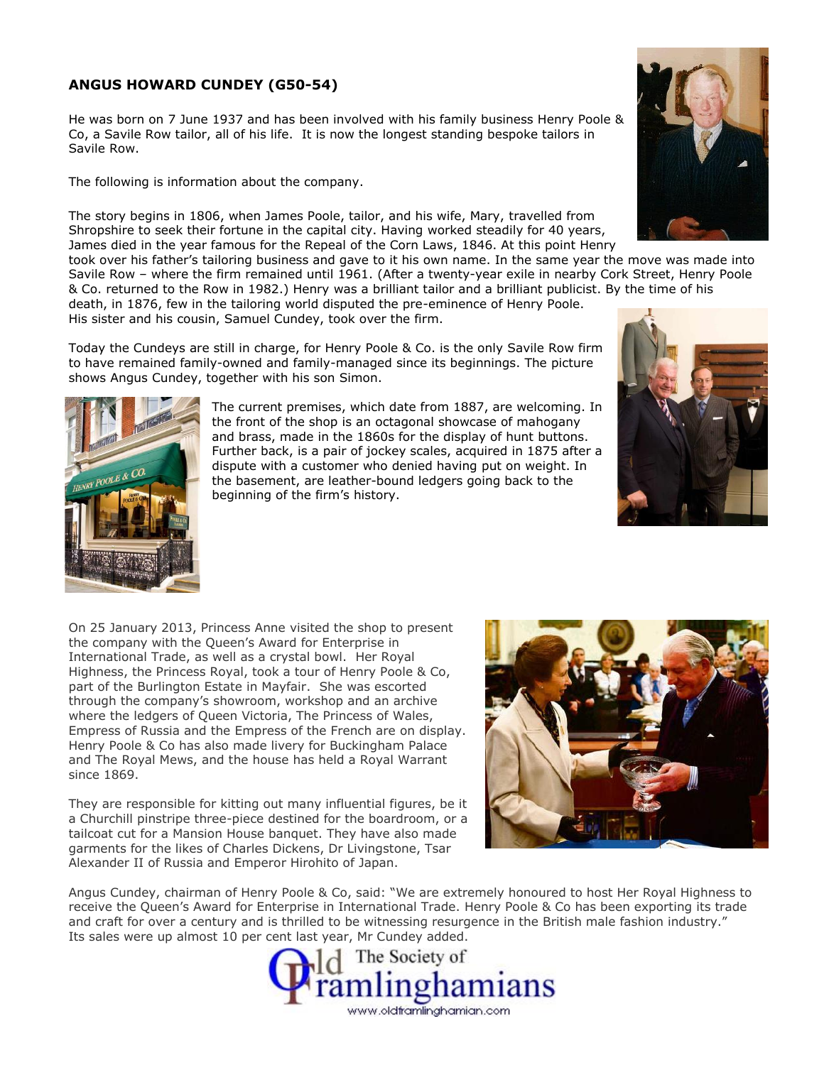**ANGUS HOWARD CUNDEY (G50-54)**

He was born on 7 June 1937 and has been involved with his family business Henry Poole & Co, a Savile Row tailor, all of his life. It is now the longest standing bespoke tailors in Savile Row.

The following is information about the company.

The story begins in 1806, when James Poole, tailor, and his wife, Mary, travelled from Shropshire to seek their fortune in the capital city. Having worked steadily for 40 years, James died in the year famous for the Repeal of the Corn Laws, 1846. At this point Henry took over his father's tailoring business and gave to it his own name. In the same year the move was made into Savile Row – where the firm remained until 1961. (After a twenty-year exile in nearby Cork Street, Henry Poole & Co. returned to the Row in 1982.) Henry was a brilliant tailor and a brilliant publicist. By the time of his death, in 1876, few in the tailoring world disputed the pre-eminence of Henry Poole. His sister and his cousin, Samuel Cundey, took over the firm.

Today the Cundeys are still in charge, for Henry Poole & Co. is the only Savile Row firm to have remained family-owned and family-managed since its beginnings. The picture shows Angus Cundey, together with his son Simon.

The current premises, which date from 1887, are welcoming. In the front of the shop is an octagonal showcase of mahogany and brass, made in the 1860s for the display of hunt buttons. Further back, is a pair of jockey scales, acquired in 1875 after a dispute with a customer who denied having put on weight. In the basement, are leather-bound ledgers going back to the beginning of the firm's history.

On 25 January 2013, Princess Anne visited the shop to present the company with the Queen's Award for Enterprise in International Trade, as well as a crystal bowl. Her Royal Highness, the Princess Royal, took a tour of Henry Poole & Co, part of the Burlington Estate in Mayfair. She was escorted through the company's showroom, workshop and an archive where the ledgers of Queen Victoria, The Princess of Wales, Empress of Russia and the Empress of the French are on display. Henry Poole & Co has also made livery for Buckingham Palace and The Royal Mews, and the house has held a Royal Warrant since 1869.

They are responsible for kitting out many influential figures, be it a Churchill pinstripe three-piece destined for the boardroom, or a tailcoat cut for a Mansion House banquet. They have also made garments for the likes of Charles Dickens, Dr Livingstone, Tsar Alexander II of Russia and Emperor Hirohito of Japan.

Angus Cundey, chairman of Henry Poole & Co, said: "We are extremely honoured to host Her Royal Highness to receive the Queen's Award for Enterprise in International Trade. Henry Poole & Co has been exporting its trade and craft for over a century and is thrilled to be witnessing resurgence in the British male fashion industry." Its sales were up almost 10 per cent last year, Mr Cundey added.

The Society of Old Framlinghamians
www.oldframlinghamian.com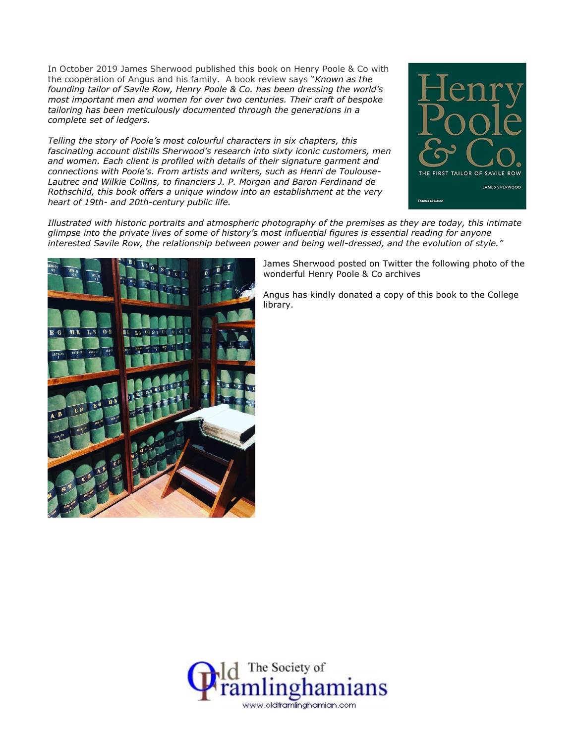In October 2019 James Sherwood published this book on Henry Poole & Co with the cooperation of Angus and his family. A book review says "*Known as the founding tailor of Savile Row, Henry Poole & Co. has been dressing the world's most important men and women for over two centuries. Their craft of bespoke tailoring has been meticulously documented through the generations in a complete set of ledgers.*

*Telling the story of Poole's most colourful characters in six chapters, this fascinating account distills Sherwood's research into sixty iconic customers, men and women. Each client is profiled with details of their signature garment and connections with Poole's. From artists and writers, such as Henri de Toulouse-Lautrec and Wilkie Collins, to financiers J. P. Morgan and Baron Ferdinand de Rothschild, this book offers a unique window into an establishment at the very heart of 19th- and 20th-century public life.*

*Illustrated with historic portraits and atmospheric photography of the premises as they are today, this intimate glimpse into the private lives of some of history's most influential figures is essential reading for anyone interested Savile Row, the relationship between power and being well-dressed, and the evolution of style."*

James Sherwood posted on Twitter the following photo of the wonderful Henry Poole & Co archives

Angus has kindly donated a copy of this book to the College library.